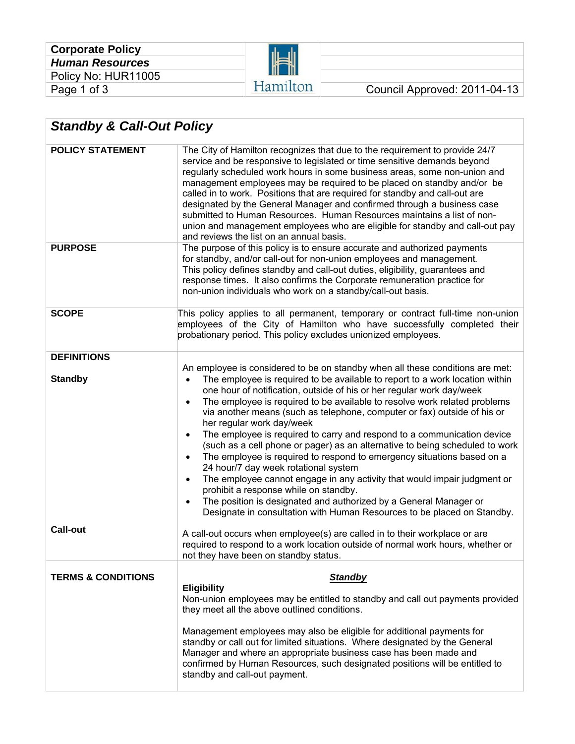| **Corporate Policy** | | |
| --- | --- | --- |
| ***Human Resources*** | | |
| Policy No: HUR11005 | | |
| | Hamilton | Council Approved: 2011-04-13 |

## *Standby & Call-Out Policy*

**POLICY STATEMENT**

The City of Hamilton recognizes that due to the requirement to provide 24/7 service and be responsive to legislated or time sensitive demands beyond regularly scheduled work hours in some business areas, some non-union and management employees may be required to be placed on standby and/or be called in to work. Positions that are required for standby and call-out are designated by the General Manager and confirmed through a business case submitted to Human Resources. Human Resources maintains a list of non-union and management employees who are eligible for standby and call-out pay and reviews the list on an annual basis.

**PURPOSE**

The purpose of this policy is to ensure accurate and authorized payments for standby, and/or call-out for non-union employees and management. This policy defines standby and call-out duties, eligibility, guarantees and response times. It also confirms the Corporate remuneration practice for non-union individuals who work on a standby/call-out basis.

**SCOPE**

This policy applies to all permanent, temporary or contract full-time non-union employees of the City of Hamilton who have successfully completed their probationary period. This policy excludes unionized employees.

**DEFINITIONS**

**Standby**

An employee is considered to be on standby when all these conditions are met:

- The employee is required to be available to report to a work location within one hour of notification, outside of his or her regular work day/week
- The employee is required to be available to resolve work related problems via another means (such as telephone, computer or fax) outside of his or her regular work day/week
- The employee is required to carry and respond to a communication device (such as a cell phone or pager) as an alternative to being scheduled to work
- The employee is required to respond to emergency situations based on a 24 hour/7 day week rotational system
- The employee cannot engage in any activity that would impair judgment or prohibit a response while on standby.
- The position is designated and authorized by a General Manager or Designate in consultation with Human Resources to be placed on Standby.

**Call-out**

A call-out occurs when employee(s) are called in to their workplace or are required to respond to a work location outside of normal work hours, whether or not they have been on standby status.

**TERMS & CONDITIONS**

***Standby***

**Eligibility**

Non-union employees may be entitled to standby and call out payments provided they meet all the above outlined conditions.

Management employees may also be eligible for additional payments for standby or call out for limited situations. Where designated by the General Manager and where an appropriate business case has been made and confirmed by Human Resources, such designated positions will be entitled to standby and call-out payment.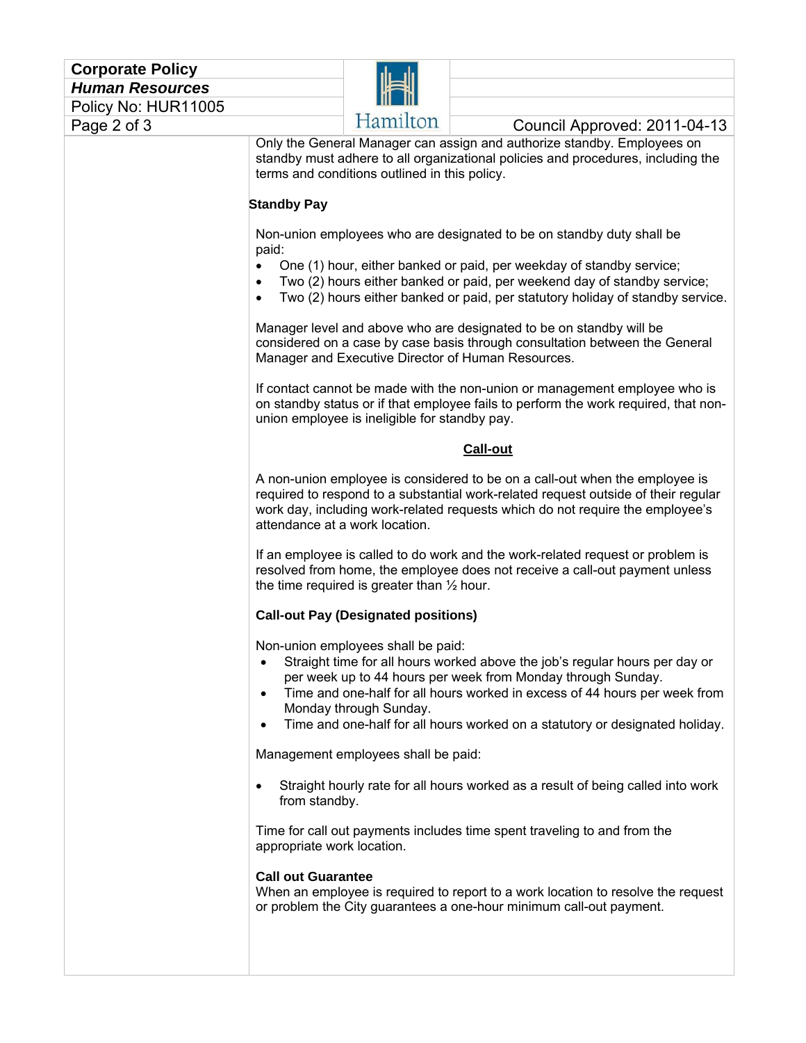Only the General Manager can assign and authorize standby. Employees on standby must adhere to all organizational policies and procedures, including the terms and conditions outlined in this policy.

**Standby Pay**

Non-union employees who are designated to be on standby duty shall be paid:

- One (1) hour, either banked or paid, per weekday of standby service;
- Two (2) hours either banked or paid, per weekend day of standby service;
- Two (2) hours either banked or paid, per statutory holiday of standby service.

Manager level and above who are designated to be on standby will be considered on a case by case basis through consultation between the General Manager and Executive Director of Human Resources.

If contact cannot be made with the non-union or management employee who is on standby status or if that employee fails to perform the work required, that non-union employee is ineligible for standby pay.

## Call-out

A non-union employee is considered to be on a call-out when the employee is required to respond to a substantial work-related request outside of their regular work day, including work-related requests which do not require the employee's attendance at a work location.

If an employee is called to do work and the work-related request or problem is resolved from home, the employee does not receive a call-out payment unless the time required is greater than ½ hour.

**Call-out Pay (Designated positions)**

Non-union employees shall be paid:

- Straight time for all hours worked above the job's regular hours per day or per week up to 44 hours per week from Monday through Sunday.
- Time and one-half for all hours worked in excess of 44 hours per week from Monday through Sunday.
- Time and one-half for all hours worked on a statutory or designated holiday.

Management employees shall be paid:

- Straight hourly rate for all hours worked as a result of being called into work from standby.

Time for call out payments includes time spent traveling to and from the appropriate work location.

**Call out Guarantee**

When an employee is required to report to a work location to resolve the request or problem the City guarantees a one-hour minimum call-out payment.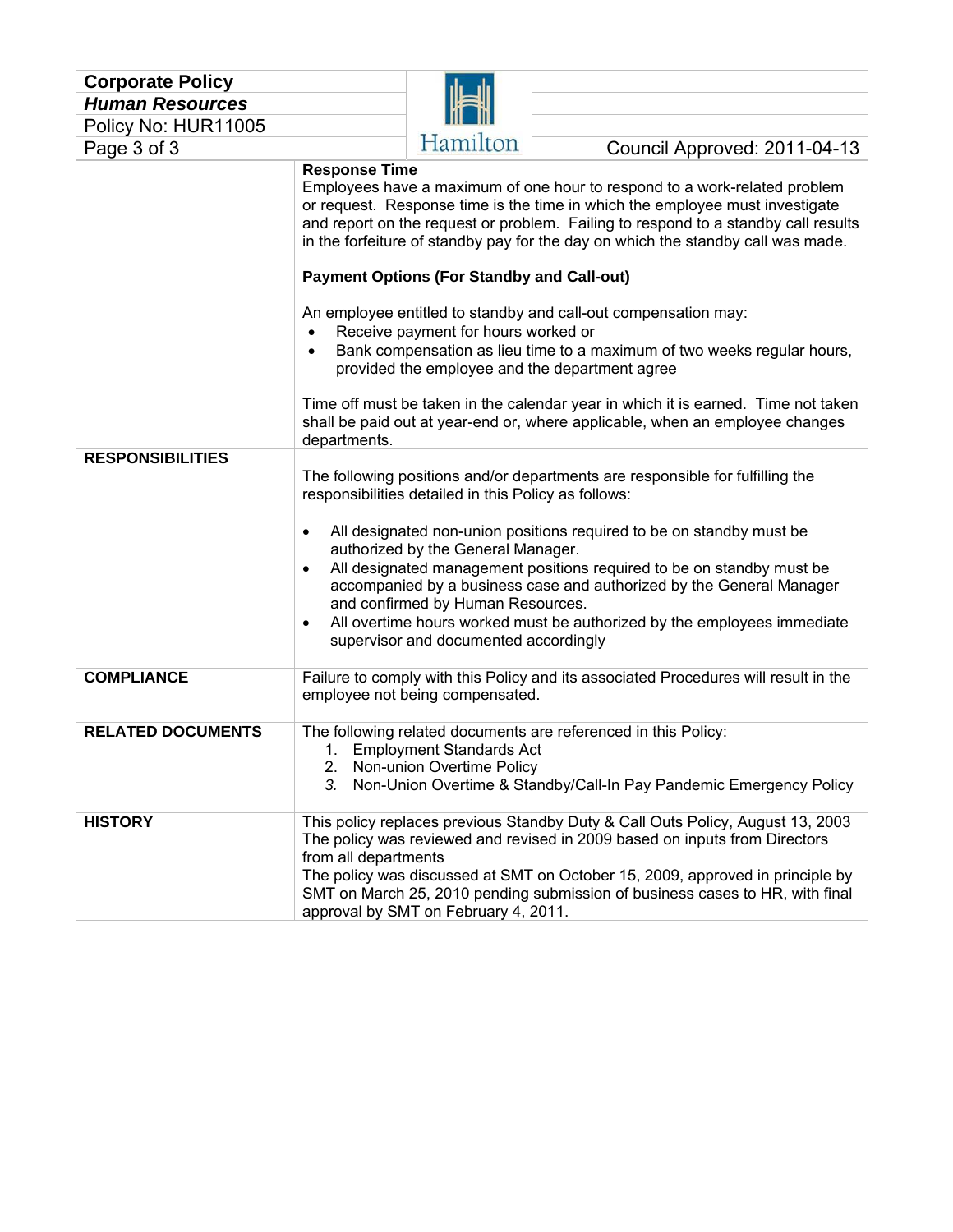**Response Time**

Employees have a maximum of one hour to respond to a work-related problem or request. Response time is the time in which the employee must investigate and report on the request or problem. Failing to respond to a standby call results in the forfeiture of standby pay for the day on which the standby call was made.

**Payment Options (For Standby and Call-out)**

An employee entitled to standby and call-out compensation may:

- Receive payment for hours worked or
- Bank compensation as lieu time to a maximum of two weeks regular hours, provided the employee and the department agree

Time off must be taken in the calendar year in which it is earned. Time not taken shall be paid out at year-end or, where applicable, when an employee changes departments.

## RESPONSIBILITIES

The following positions and/or departments are responsible for fulfilling the responsibilities detailed in this Policy as follows:

- All designated non-union positions required to be on standby must be authorized by the General Manager.
- All designated management positions required to be on standby must be accompanied by a business case and authorized by the General Manager and confirmed by Human Resources.
- All overtime hours worked must be authorized by the employees immediate supervisor and documented accordingly

## COMPLIANCE

Failure to comply with this Policy and its associated Procedures will result in the employee not being compensated.

## RELATED DOCUMENTS

The following related documents are referenced in this Policy:

1. Employment Standards Act
2. Non-union Overtime Policy
3. Non-Union Overtime & Standby/Call-In Pay Pandemic Emergency Policy

## HISTORY

This policy replaces previous Standby Duty & Call Outs Policy, August 13, 2003
The policy was reviewed and revised in 2009 based on inputs from Directors from all departments
The policy was discussed at SMT on October 15, 2009, approved in principle by SMT on March 25, 2010 pending submission of business cases to HR, with final approval by SMT on February 4, 2011.